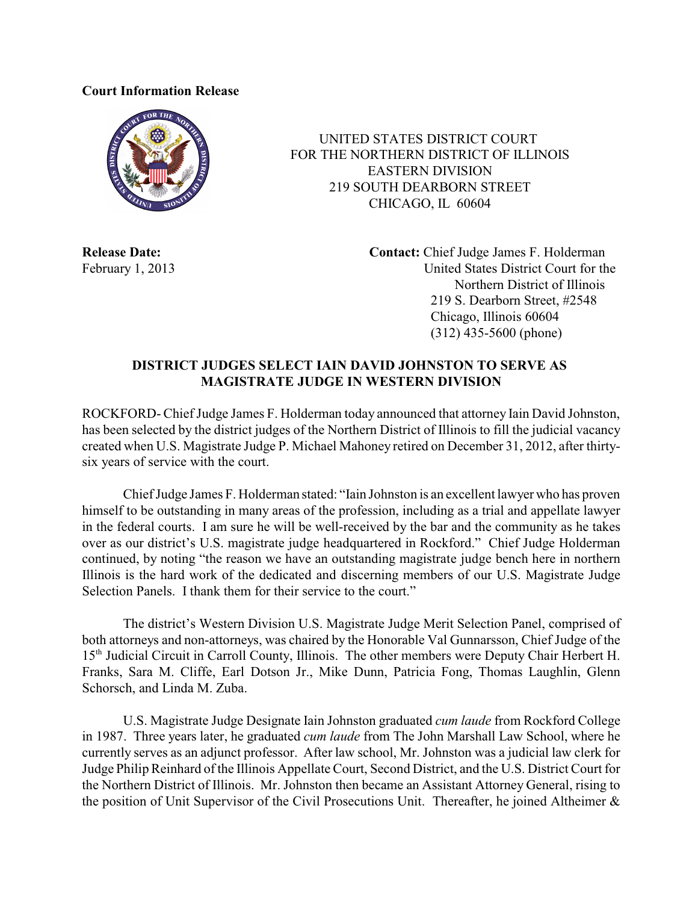**Court Information Release**

UNITED STATES DISTRICT COURT
FOR THE NORTHERN DISTRICT OF ILLINOIS
EASTERN DIVISION
219 SOUTH DEARBORN STREET
CHICAGO, IL 60604

**Release Date:**
February 1, 2013

**Contact:** Chief Judge James F. Holderman
United States District Court for the
Northern District of Illinois
219 S. Dearborn Street, #2548
Chicago, Illinois 60604
(312) 435-5600 (phone)

## DISTRICT JUDGES SELECT IAIN DAVID JOHNSTON TO SERVE AS MAGISTRATE JUDGE IN WESTERN DIVISION

ROCKFORD- Chief Judge James F. Holderman today announced that attorney Iain David Johnston, has been selected by the district judges of the Northern District of Illinois to fill the judicial vacancy created when U.S. Magistrate Judge P. Michael Mahoney retired on December 31, 2012, after thirty-six years of service with the court.

Chief Judge James F. Holderman stated: "Iain Johnston is an excellent lawyer who has proven himself to be outstanding in many areas of the profession, including as a trial and appellate lawyer in the federal courts. I am sure he will be well-received by the bar and the community as he takes over as our district's U.S. magistrate judge headquartered in Rockford." Chief Judge Holderman continued, by noting "the reason we have an outstanding magistrate judge bench here in northern Illinois is the hard work of the dedicated and discerning members of our U.S. Magistrate Judge Selection Panels. I thank them for their service to the court."

The district's Western Division U.S. Magistrate Judge Merit Selection Panel, comprised of both attorneys and non-attorneys, was chaired by the Honorable Val Gunnarsson, Chief Judge of the 15th Judicial Circuit in Carroll County, Illinois. The other members were Deputy Chair Herbert H. Franks, Sara M. Cliffe, Earl Dotson Jr., Mike Dunn, Patricia Fong, Thomas Laughlin, Glenn Schorsch, and Linda M. Zuba.

U.S. Magistrate Judge Designate Iain Johnston graduated *cum laude* from Rockford College in 1987. Three years later, he graduated *cum laude* from The John Marshall Law School, where he currently serves as an adjunct professor. After law school, Mr. Johnston was a judicial law clerk for Judge Philip Reinhard of the Illinois Appellate Court, Second District, and the U.S. District Court for the Northern District of Illinois. Mr. Johnston then became an Assistant Attorney General, rising to the position of Unit Supervisor of the Civil Prosecutions Unit. Thereafter, he joined Altheimer &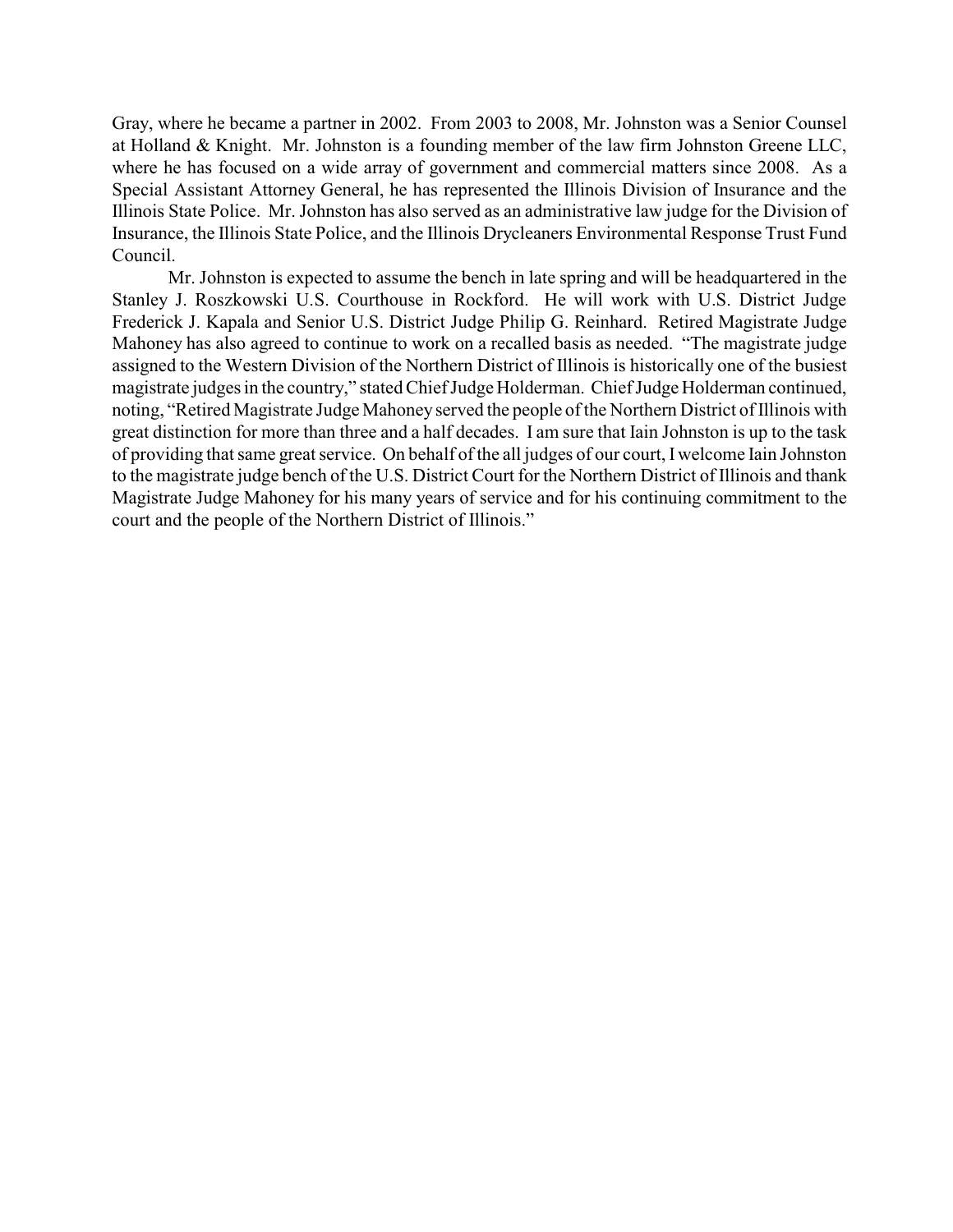Gray, where he became a partner in 2002. From 2003 to 2008, Mr. Johnston was a Senior Counsel at Holland & Knight. Mr. Johnston is a founding member of the law firm Johnston Greene LLC, where he has focused on a wide array of government and commercial matters since 2008. As a Special Assistant Attorney General, he has represented the Illinois Division of Insurance and the Illinois State Police. Mr. Johnston has also served as an administrative law judge for the Division of Insurance, the Illinois State Police, and the Illinois Drycleaners Environmental Response Trust Fund Council.

Mr. Johnston is expected to assume the bench in late spring and will be headquartered in the Stanley J. Roszkowski U.S. Courthouse in Rockford. He will work with U.S. District Judge Frederick J. Kapala and Senior U.S. District Judge Philip G. Reinhard. Retired Magistrate Judge Mahoney has also agreed to continue to work on a recalled basis as needed. "The magistrate judge assigned to the Western Division of the Northern District of Illinois is historically one of the busiest magistrate judges in the country," stated Chief Judge Holderman. Chief Judge Holderman continued, noting, "Retired Magistrate Judge Mahoney served the people of the Northern District of Illinois with great distinction for more than three and a half decades. I am sure that Iain Johnston is up to the task of providing that same great service. On behalf of the all judges of our court, I welcome Iain Johnston to the magistrate judge bench of the U.S. District Court for the Northern District of Illinois and thank Magistrate Judge Mahoney for his many years of service and for his continuing commitment to the court and the people of the Northern District of Illinois."